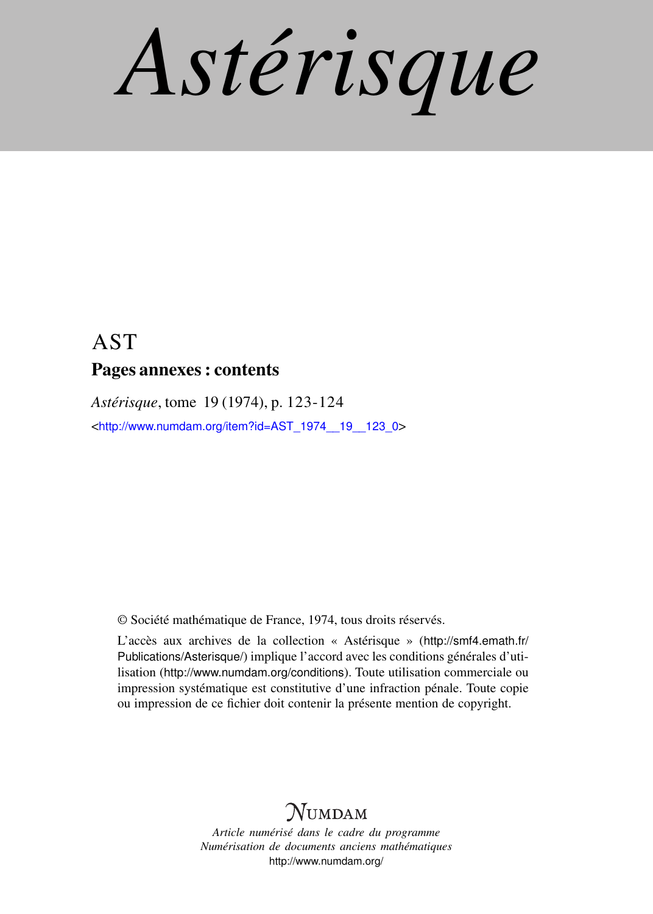# Astérisque

AST

## Pages annexes : contents

*Astérisque*, tome 19 (1974), p. 123-124

<http://www.numdam.org/item?id=AST_1974__19__123_0>

© Société mathématique de France, 1974, tous droits réservés.

L'accès aux archives de la collection « Astérisque » (http://smf4.emath.fr/Publications/Asterisque/) implique l'accord avec les conditions générales d'utilisation (http://www.numdam.org/conditions). Toute utilisation commerciale ou impression systématique est constitutive d'une infraction pénale. Toute copie ou impression de ce fichier doit contenir la présente mention de copyright.

NUMDAM

*Article numérisé dans le cadre du programme*
*Numérisation de documents anciens mathématiques*
http://www.numdam.org/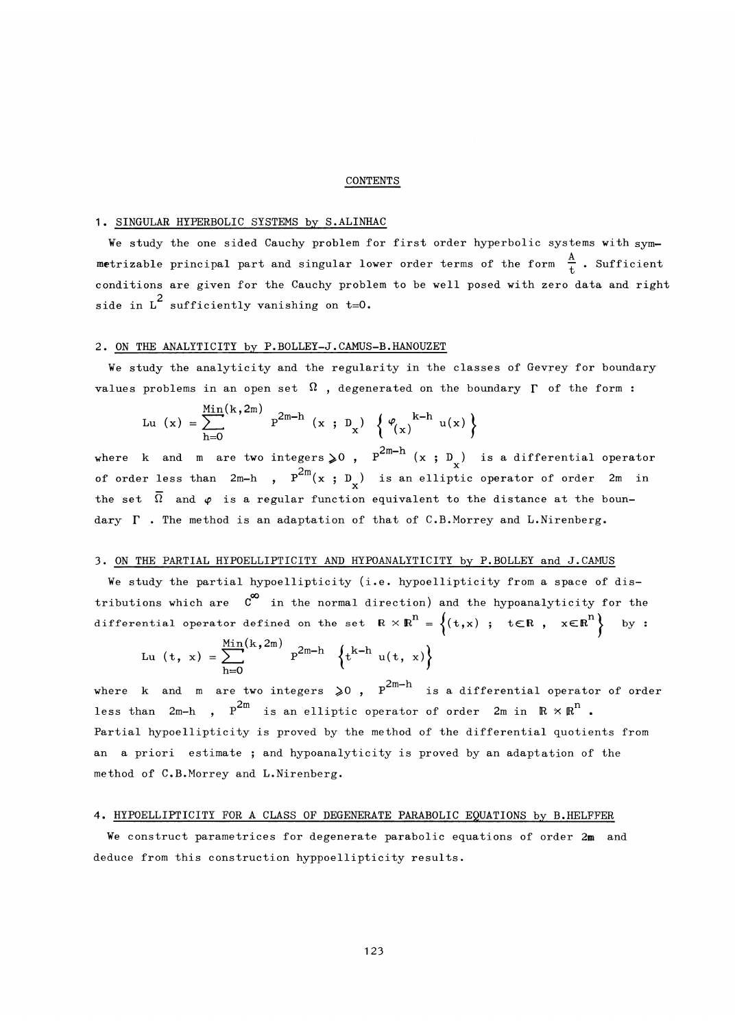# CONTENTS

## 1. SINGULAR HYPERBOLIC SYSTEMS by S.ALINHAC

We study the one sided Cauchy problem for first order hyperbolic systems with symmetrizable principal part and singular lower order terms of the form $\frac{A}{t}$. Sufficient conditions are given for the Cauchy problem to be well posed with zero data and right side in $L^2$ sufficiently vanishing on t=0.

## 2. ON THE ANALYTICITY by P.BOLLEY-J.CAMUS-B.HANOUZET

We study the analyticity and the regularity in the classes of Gevrey for boundary values problems in an open set $\Omega$, degenerated on the boundary $\Gamma$ of the form :

$$Lu(x) = \sum_{h=0}^{\mathrm{Min}(k,2m)} P^{2m-h}(x ; D_x) \left\{ \varphi_{(x)}^{k-h} u(x) \right\}$$

where k and m are two integers $\geqslant 0$, $P^{2m-h}(x ; D_x)$ is a differential operator of order less than 2m-h, $P^{2m}(x ; D_x)$ is an elliptic operator of order 2m in the set $\overline{\Omega}$ and $\varphi$ is a regular function equivalent to the distance at the boundary $\Gamma$. The method is an adaptation of that of C.B.Morrey and L.Nirenberg.

## 3. ON THE PARTIAL HYPOELLIPTICITY AND HYPOANALYTICITY by P.BOLLEY and J.CAMUS

We study the partial hypoellipticity (i.e. hypoellipticity from a space of distributions which are $C^{\infty}$ in the normal direction) and the hypoanalyticity for the differential operator defined on the set $\mathbb{R} \times \mathbb{R}^n = \left\{(t,x) \ ; \ t \in \mathbb{R}, \ x \in \mathbb{R}^n\right\}$ by :

$$Lu(t, x) = \sum_{h=0}^{\mathrm{Min}(k,2m)} P^{2m-h} \left\{ t^{k-h} u(t, x) \right\}$$

where k and m are two integers $\geqslant 0$, $P^{2m-h}$ is a differential operator of order less than 2m-h, $P^{2m}$ is an elliptic operator of order 2m in $\mathbb{R} \times \mathbb{R}^n$. Partial hypoellipticity is proved by the method of the differential quotients from an a priori estimate ; and hypoanalyticity is proved by an adaptation of the method of C.B.Morrey and L.Nirenberg.

## 4. HYPOELLIPTICITY FOR A CLASS OF DEGENERATE PARABOLIC EQUATIONS by B.HELFFER

We construct parametrices for degenerate parabolic equations of order **2m** and deduce from this construction hyppoellipticity results.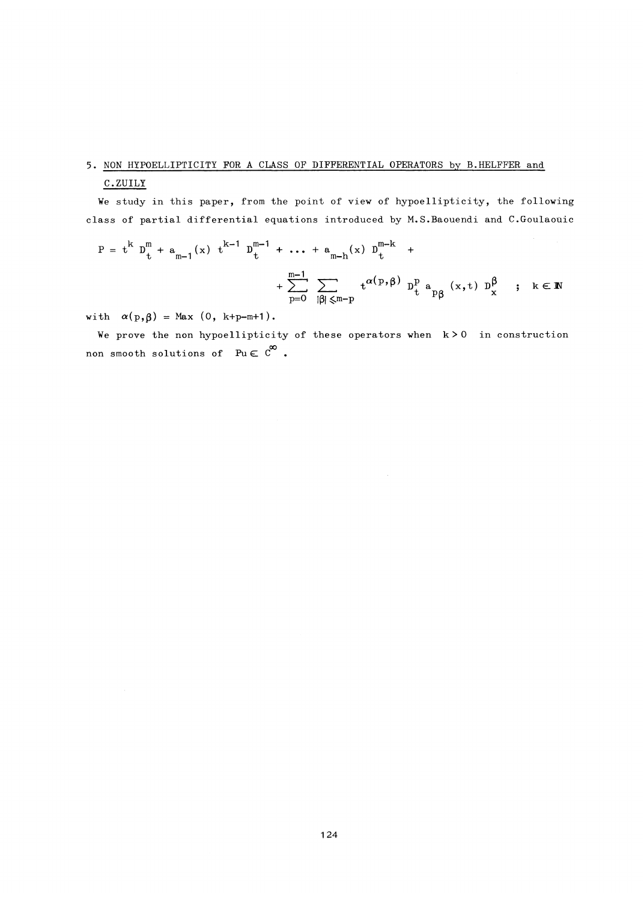## 5. NON HYPOELLIPTICITY FOR A CLASS OF DIFFERENTIAL OPERATORS by B.HELFFER and C.ZUILY

We study in this paper, from the point of view of hypoellipticity, the following class of partial differential equations introduced by M.S.Baouendi and C.Goulaouic

$$P = t^k D_t^m + a_{m-1}(x)\, t^{k-1} D_t^{m-1} + \ldots + a_{m-h}(x)\, D_t^{m-k} + \sum_{p=0}^{m-1} \sum_{|\beta| \leqslant m-p} t^{\alpha(p,\beta)} D_t^p \, a_{p\beta}(x,t)\, D_x^\beta \quad ; \quad k \in \mathbb{N}$$

with $\alpha(p,\beta) = \text{Max}\ (0,\ k+p-m+1)$.

We prove the non hypoellipticity of these operators when $k > 0$ in construction non smooth solutions of $Pu \in C^\infty$ .